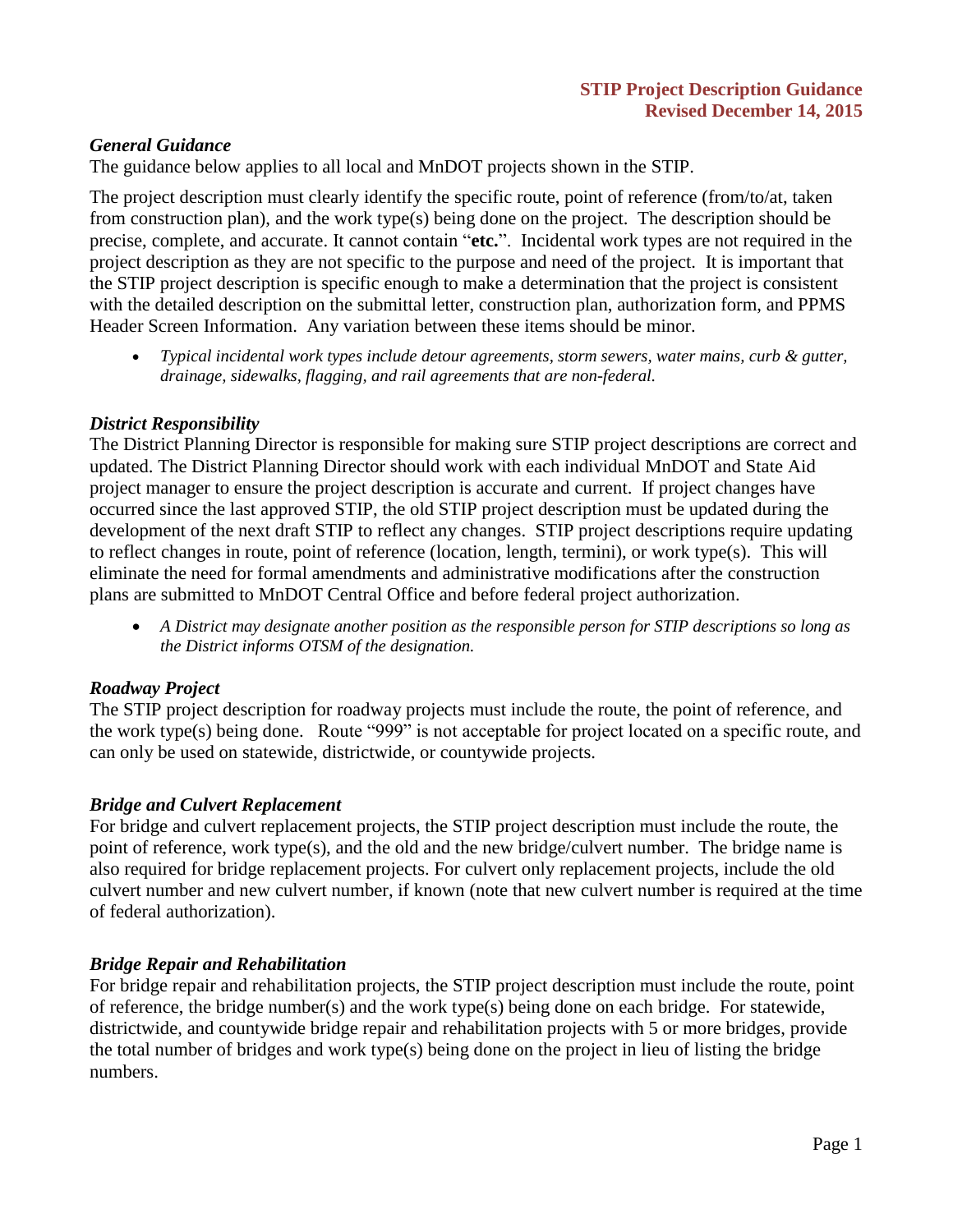# STIP Project Description Guidance
**Revised December 14, 2015**

### *General Guidance*

The guidance below applies to all local and MnDOT projects shown in the STIP.

The project description must clearly identify the specific route, point of reference (from/to/at, taken from construction plan), and the work type(s) being done on the project. The description should be precise, complete, and accurate. It cannot contain "**etc.**". Incidental work types are not required in the project description as they are not specific to the purpose and need of the project. It is important that the STIP project description is specific enough to make a determination that the project is consistent with the detailed description on the submittal letter, construction plan, authorization form, and PPMS Header Screen Information. Any variation between these items should be minor.

- *Typical incidental work types include detour agreements, storm sewers, water mains, curb & gutter, drainage, sidewalks, flagging, and rail agreements that are non-federal.*

### *District Responsibility*

The District Planning Director is responsible for making sure STIP project descriptions are correct and updated. The District Planning Director should work with each individual MnDOT and State Aid project manager to ensure the project description is accurate and current. If project changes have occurred since the last approved STIP, the old STIP project description must be updated during the development of the next draft STIP to reflect any changes. STIP project descriptions require updating to reflect changes in route, point of reference (location, length, termini), or work type(s). This will eliminate the need for formal amendments and administrative modifications after the construction plans are submitted to MnDOT Central Office and before federal project authorization.

- *A District may designate another position as the responsible person for STIP descriptions so long as the District informs OTSM of the designation.*

### *Roadway Project*

The STIP project description for roadway projects must include the route, the point of reference, and the work type(s) being done. Route "999" is not acceptable for project located on a specific route, and can only be used on statewide, districtwide, or countywide projects.

### *Bridge and Culvert Replacement*

For bridge and culvert replacement projects, the STIP project description must include the route, the point of reference, work type(s), and the old and the new bridge/culvert number. The bridge name is also required for bridge replacement projects. For culvert only replacement projects, include the old culvert number and new culvert number, if known (note that new culvert number is required at the time of federal authorization).

### *Bridge Repair and Rehabilitation*

For bridge repair and rehabilitation projects, the STIP project description must include the route, point of reference, the bridge number(s) and the work type(s) being done on each bridge. For statewide, districtwide, and countywide bridge repair and rehabilitation projects with 5 or more bridges, provide the total number of bridges and work type(s) being done on the project in lieu of listing the bridge numbers.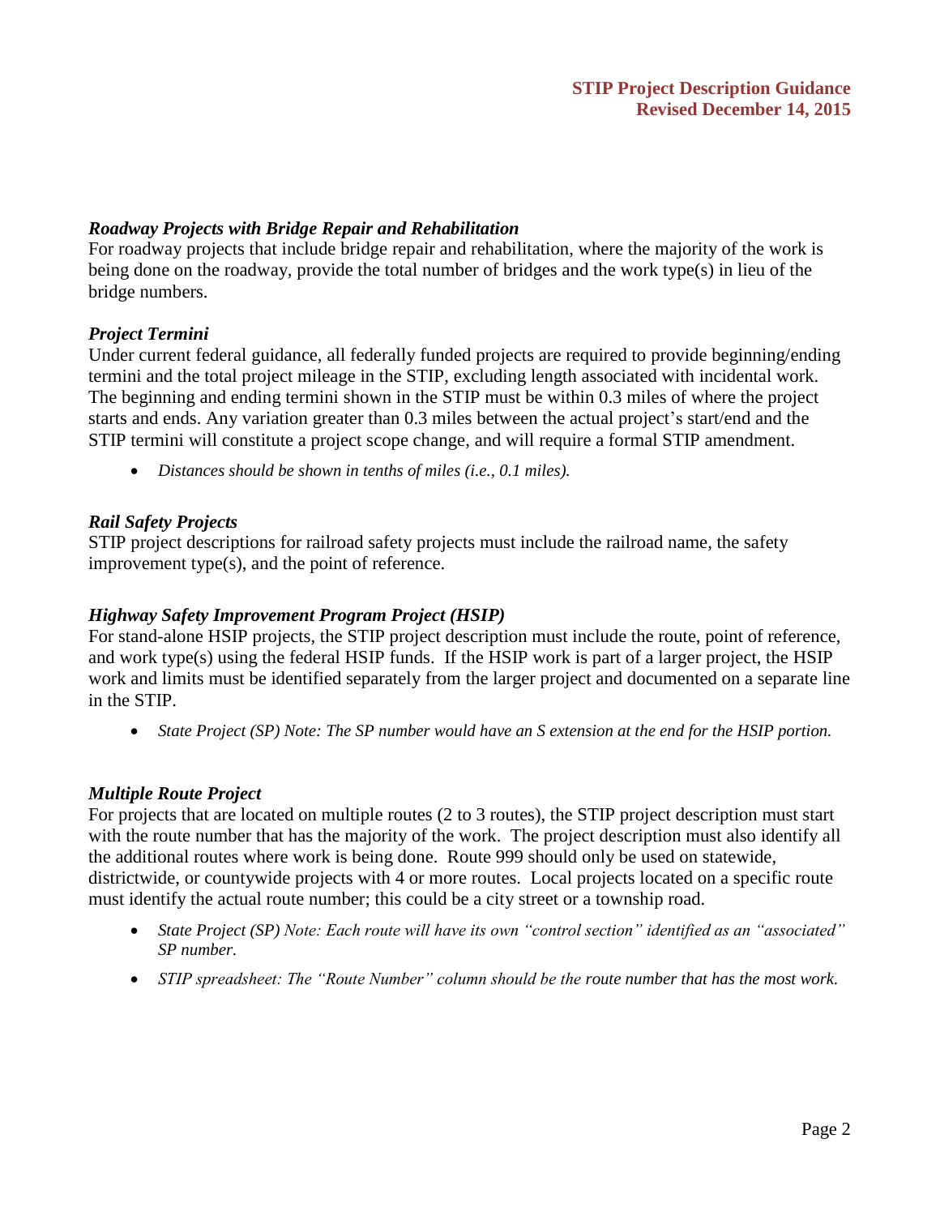### *Roadway Projects with Bridge Repair and Rehabilitation*

For roadway projects that include bridge repair and rehabilitation, where the majority of the work is being done on the roadway, provide the total number of bridges and the work type(s) in lieu of the bridge numbers.

### *Project Termini*

Under current federal guidance, all federally funded projects are required to provide beginning/ending termini and the total project mileage in the STIP, excluding length associated with incidental work. The beginning and ending termini shown in the STIP must be within 0.3 miles of where the project starts and ends. Any variation greater than 0.3 miles between the actual project's start/end and the STIP termini will constitute a project scope change, and will require a formal STIP amendment.

- *Distances should be shown in tenths of miles (i.e., 0.1 miles).*

### *Rail Safety Projects*

STIP project descriptions for railroad safety projects must include the railroad name, the safety improvement type(s), and the point of reference.

### *Highway Safety Improvement Program Project (HSIP)*

For stand-alone HSIP projects, the STIP project description must include the route, point of reference, and work type(s) using the federal HSIP funds. If the HSIP work is part of a larger project, the HSIP work and limits must be identified separately from the larger project and documented on a separate line in the STIP.

- *State Project (SP) Note: The SP number would have an S extension at the end for the HSIP portion.*

### *Multiple Route Project*

For projects that are located on multiple routes (2 to 3 routes), the STIP project description must start with the route number that has the majority of the work. The project description must also identify all the additional routes where work is being done. Route 999 should only be used on statewide, districtwide, or countywide projects with 4 or more routes. Local projects located on a specific route must identify the actual route number; this could be a city street or a township road.

- *State Project (SP) Note: Each route will have its own "control section" identified as an "associated" SP number.*
- *STIP spreadsheet: The "Route Number" column should be the route number that has the most work.*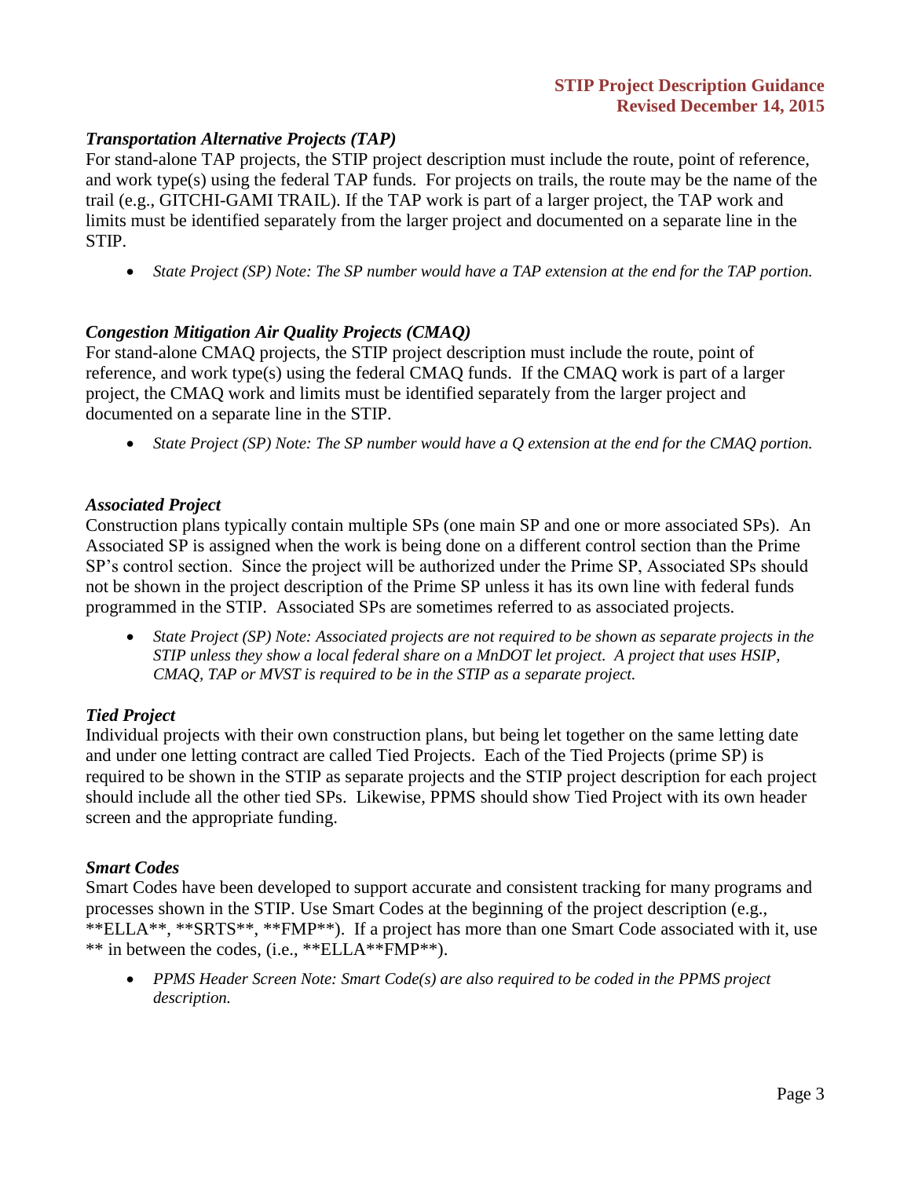### *Transportation Alternative Projects (TAP)*

For stand-alone TAP projects, the STIP project description must include the route, point of reference, and work type(s) using the federal TAP funds. For projects on trails, the route may be the name of the trail (e.g., GITCHI-GAMI TRAIL). If the TAP work is part of a larger project, the TAP work and limits must be identified separately from the larger project and documented on a separate line in the STIP.

- *State Project (SP) Note: The SP number would have a TAP extension at the end for the TAP portion.*

### *Congestion Mitigation Air Quality Projects (CMAQ)*

For stand-alone CMAQ projects, the STIP project description must include the route, point of reference, and work type(s) using the federal CMAQ funds. If the CMAQ work is part of a larger project, the CMAQ work and limits must be identified separately from the larger project and documented on a separate line in the STIP.

- *State Project (SP) Note: The SP number would have a Q extension at the end for the CMAQ portion.*

### *Associated Project*

Construction plans typically contain multiple SPs (one main SP and one or more associated SPs). An Associated SP is assigned when the work is being done on a different control section than the Prime SP's control section. Since the project will be authorized under the Prime SP, Associated SPs should not be shown in the project description of the Prime SP unless it has its own line with federal funds programmed in the STIP. Associated SPs are sometimes referred to as associated projects.

- *State Project (SP) Note: Associated projects are not required to be shown as separate projects in the STIP unless they show a local federal share on a MnDOT let project. A project that uses HSIP, CMAQ, TAP or MVST is required to be in the STIP as a separate project.*

### *Tied Project*

Individual projects with their own construction plans, but being let together on the same letting date and under one letting contract are called Tied Projects. Each of the Tied Projects (prime SP) is required to be shown in the STIP as separate projects and the STIP project description for each project should include all the other tied SPs. Likewise, PPMS should show Tied Project with its own header screen and the appropriate funding.

### *Smart Codes*

Smart Codes have been developed to support accurate and consistent tracking for many programs and processes shown in the STIP. Use Smart Codes at the beginning of the project description (e.g., **ELLA**, **SRTS**, **FMP**). If a project has more than one Smart Code associated with it, use ** in between the codes, (i.e., **ELLA**FMP**).

- *PPMS Header Screen Note: Smart Code(s) are also required to be coded in the PPMS project description.*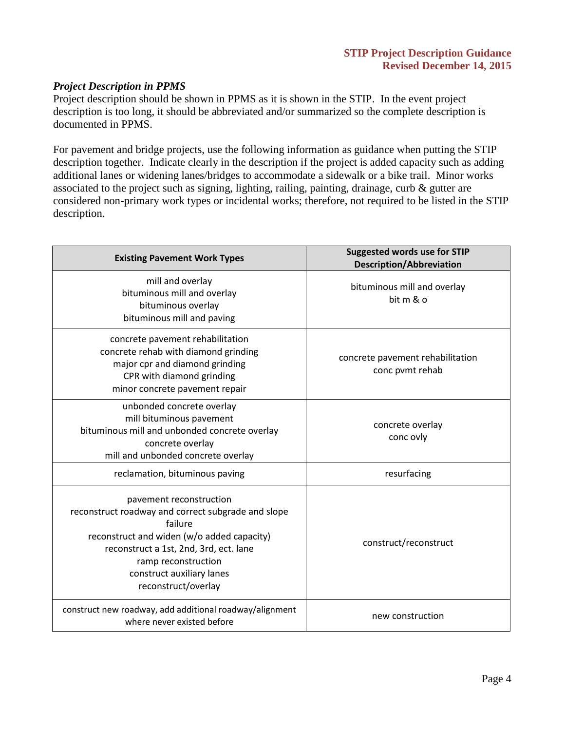### *Project Description in PPMS*

Project description should be shown in PPMS as it is shown in the STIP. In the event project description is too long, it should be abbreviated and/or summarized so the complete description is documented in PPMS.

For pavement and bridge projects, use the following information as guidance when putting the STIP description together. Indicate clearly in the description if the project is added capacity such as adding additional lanes or widening lanes/bridges to accommodate a sidewalk or a bike trail. Minor works associated to the project such as signing, lighting, railing, painting, drainage, curb & gutter are considered non-primary work types or incidental works; therefore, not required to be listed in the STIP description.

| Existing Pavement Work Types | Suggested words use for STIP Description/Abbreviation |
|---|---|
| mill and overlay<br>bituminous mill and overlay<br>bituminous overlay<br>bituminous mill and paving | bituminous mill and overlay<br>bit m & o |
| concrete pavement rehabilitation<br>concrete rehab with diamond grinding<br>major cpr and diamond grinding<br>CPR with diamond grinding<br>minor concrete pavement repair | concrete pavement rehabilitation<br>conc pvmt rehab |
| unbonded concrete overlay<br>mill bituminous pavement<br>bituminous mill and unbonded concrete overlay<br>concrete overlay<br>mill and unbonded concrete overlay | concrete overlay<br>conc ovly |
| reclamation, bituminous paving | resurfacing |
| pavement reconstruction<br>reconstruct roadway and correct subgrade and slope failure<br>reconstruct and widen (w/o added capacity)<br>reconstruct a 1st, 2nd, 3rd, ect. lane<br>ramp reconstruction<br>construct auxiliary lanes<br>reconstruct/overlay | construct/reconstruct |
| construct new roadway, add additional roadway/alignment where never existed before | new construction |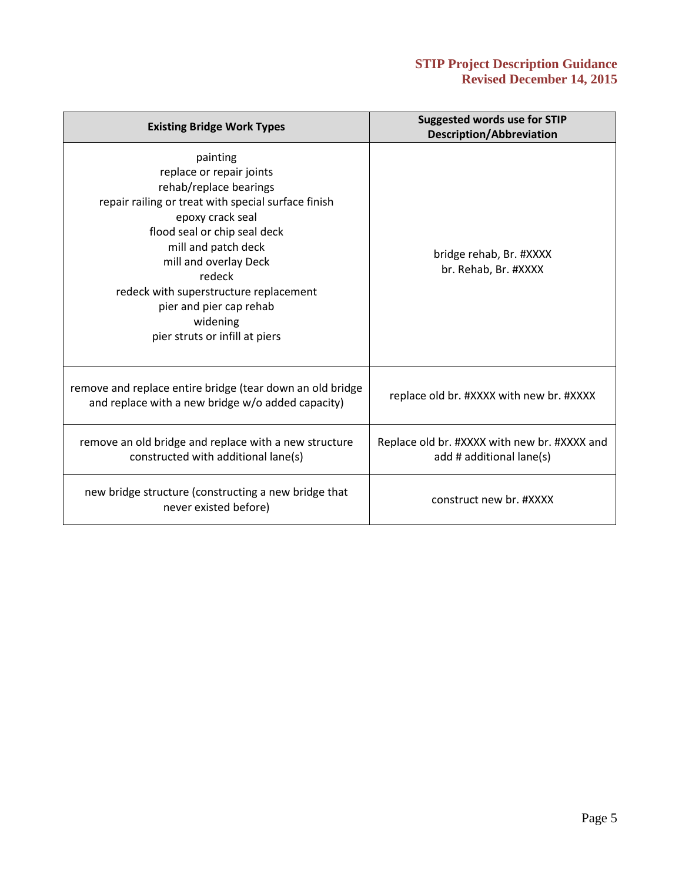| Existing Bridge Work Types | Suggested words use for STIP Description/Abbreviation |
|---|---|
| painting<br>replace or repair joints<br>rehab/replace bearings<br>repair railing or treat with special surface finish<br>epoxy crack seal<br>flood seal or chip seal deck<br>mill and patch deck<br>mill and overlay Deck<br>redeck<br>redeck with superstructure replacement<br>pier and pier cap rehab<br>widening<br>pier struts or infill at piers | bridge rehab, Br. #XXXX<br>br. Rehab, Br. #XXXX |
| remove and replace entire bridge (tear down an old bridge and replace with a new bridge w/o added capacity) | replace old br. #XXXX with new br. #XXXX |
| remove an old bridge and replace with a new structure constructed with additional lane(s) | Replace old br. #XXXX with new br. #XXXX and add # additional lane(s) |
| new bridge structure (constructing a new bridge that never existed before) | construct new br. #XXXX |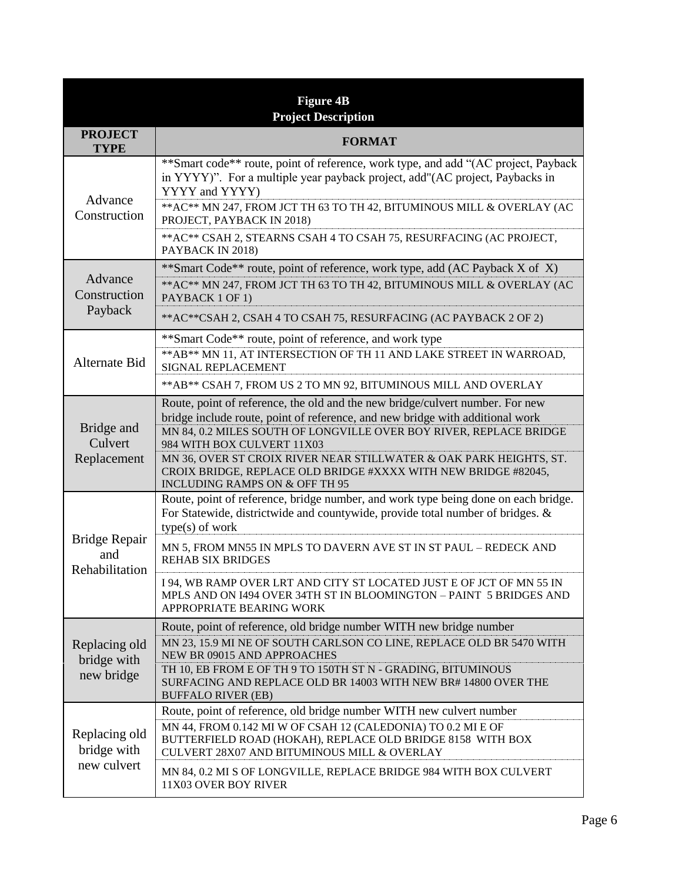| Figure 4B<br>Project Description | |
|---|---|
| **PROJECT TYPE** | **FORMAT** |
| Advance Construction | **Smart code** route, point of reference, work type, and add "(AC project, Payback in YYYY)". For a multiple year payback project, add"(AC project, Paybacks in YYYY and YYYY) |
| | **AC** MN 247, FROM JCT TH 63 TO TH 42, BITUMINOUS MILL & OVERLAY (AC PROJECT, PAYBACK IN 2018) |
| | **AC** CSAH 2, STEARNS CSAH 4 TO CSAH 75, RESURFACING (AC PROJECT, PAYBACK IN 2018) |
| Advance Construction Payback | **Smart Code** route, point of reference, work type, add (AC Payback X of X) |
| | **AC** MN 247, FROM JCT TH 63 TO TH 42, BITUMINOUS MILL & OVERLAY (AC PAYBACK 1 OF 1) |
| | **AC**CSAH 2, CSAH 4 TO CSAH 75, RESURFACING (AC PAYBACK 2 OF 2) |
| Alternate Bid | **Smart Code** route, point of reference, and work type |
| | **AB** MN 11, AT INTERSECTION OF TH 11 AND LAKE STREET IN WARROAD, SIGNAL REPLACEMENT |
| | **AB** CSAH 7, FROM US 2 TO MN 92, BITUMINOUS MILL AND OVERLAY |
| Bridge and Culvert Replacement | Route, point of reference, the old and the new bridge/culvert number. For new bridge include route, point of reference, and new bridge with additional work |
| | MN 84, 0.2 MILES SOUTH OF LONGVILLE OVER BOY RIVER, REPLACE BRIDGE 984 WITH BOX CULVERT 11X03 |
| | MN 36, OVER ST CROIX RIVER NEAR STILLWATER & OAK PARK HEIGHTS, ST. CROIX BRIDGE, REPLACE OLD BRIDGE #XXXX WITH NEW BRIDGE #82045, INCLUDING RAMPS ON & OFF TH 95 |
| Bridge Repair and Rehabilitation | Route, point of reference, bridge number, and work type being done on each bridge. For Statewide, districtwide and countywide, provide total number of bridges. & type(s) of work |
| | MN 5, FROM MN55 IN MPLS TO DAVERN AVE ST IN ST PAUL – REDECK AND REHAB SIX BRIDGES |
| | I 94, WB RAMP OVER LRT AND CITY ST LOCATED JUST E OF JCT OF MN 55 IN MPLS AND ON I494 OVER 34TH ST IN BLOOMINGTON – PAINT 5 BRIDGES AND APPROPRIATE BEARING WORK |
| Replacing old bridge with new bridge | Route, point of reference, old bridge number WITH new bridge number |
| | MN 23, 15.9 MI NE OF SOUTH CARLSON CO LINE, REPLACE OLD BR 5470 WITH NEW BR 09015 AND APPROACHES |
| | TH 10, EB FROM E OF TH 9 TO 150TH ST N - GRADING, BITUMINOUS SURFACING AND REPLACE OLD BR 14003 WITH NEW BR# 14800 OVER THE BUFFALO RIVER (EB) |
| Replacing old bridge with new culvert | Route, point of reference, old bridge number WITH new culvert number |
| | MN 44, FROM 0.142 MI W OF CSAH 12 (CALEDONIA) TO 0.2 MI E OF BUTTERFIELD ROAD (HOKAH), REPLACE OLD BRIDGE 8158 WITH BOX CULVERT 28X07 AND BITUMINOUS MILL & OVERLAY |
| | MN 84, 0.2 MI S OF LONGVILLE, REPLACE BRIDGE 984 WITH BOX CULVERT 11X03 OVER BOY RIVER |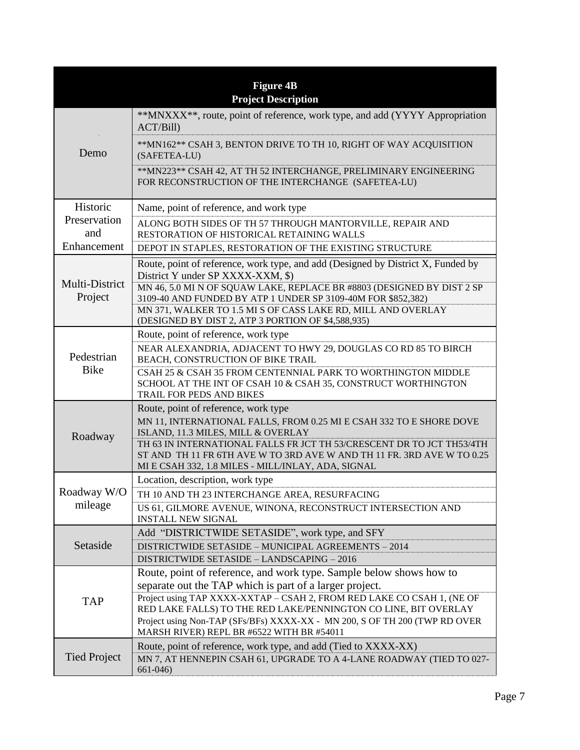| Figure 4B Project Description | |
|---|---|
| Demo | \*\*MNXXX\*\*, route, point of reference, work type, and add (YYYY Appropriation ACT/Bill) |
| | \*\*MN162\*\* CSAH 3, BENTON DRIVE TO TH 10, RIGHT OF WAY ACQUISITION (SAFETEA-LU) |
| | \*\*MN223\*\* CSAH 42, AT TH 52 INTERCHANGE, PRELIMINARY ENGINEERING FOR RECONSTRUCTION OF THE INTERCHANGE (SAFETEA-LU) |
| Historic Preservation and Enhancement | Name, point of reference, and work type |
| | ALONG BOTH SIDES OF TH 57 THROUGH MANTORVILLE, REPAIR AND RESTORATION OF HISTORICAL RETAINING WALLS |
| | DEPOT IN STAPLES, RESTORATION OF THE EXISTING STRUCTURE |
| Multi-District Project | Route, point of reference, work type, and add (Designed by District X, Funded by District Y under SP XXXX-XXM, $) |
| | MN 46, 5.0 MI N OF SQUAW LAKE, REPLACE BR #8803 (DESIGNED BY DIST 2 SP 3109-40 AND FUNDED BY ATP 1 UNDER SP 3109-40M FOR $852,382) |
| | MN 371, WALKER TO 1.5 MI S OF CASS LAKE RD, MILL AND OVERLAY (DESIGNED BY DIST 2, ATP 3 PORTION OF $4,588,935) |
| Pedestrian Bike | Route, point of reference, work type |
| | NEAR ALEXANDRIA, ADJACENT TO HWY 29, DOUGLAS CO RD 85 TO BIRCH BEACH, CONSTRUCTION OF BIKE TRAIL |
| | CSAH 25 & CSAH 35 FROM CENTENNIAL PARK TO WORTHINGTON MIDDLE SCHOOL AT THE INT OF CSAH 10 & CSAH 35, CONSTRUCT WORTHINGTON TRAIL FOR PEDS AND BIKES |
| Roadway | Route, point of reference, work type |
| | MN 11, INTERNATIONAL FALLS, FROM 0.25 MI E CSAH 332 TO E SHORE DOVE ISLAND, 11.3 MILES, MILL & OVERLAY |
| | TH 63 IN INTERNATIONAL FALLS FR JCT TH 53/CRESCENT DR TO JCT TH53/4TH ST AND TH 11 FR 6TH AVE W TO 3RD AVE W AND TH 11 FR. 3RD AVE W TO 0.25 MI E CSAH 332, 1.8 MILES - MILL/INLAY, ADA, SIGNAL |
| Roadway W/O mileage | Location, description, work type |
| | TH 10 AND TH 23 INTERCHANGE AREA, RESURFACING |
| | US 61, GILMORE AVENUE, WINONA, RECONSTRUCT INTERSECTION AND INSTALL NEW SIGNAL |
| Setaside | Add "DISTRICTWIDE SETASIDE", work type, and SFY |
| | DISTRICTWIDE SETASIDE – MUNICIPAL AGREEMENTS – 2014 |
| | DISTRICTWIDE SETASIDE – LANDSCAPING – 2016 |
| TAP | Route, point of reference, and work type. Sample below shows how to separate out the TAP which is part of a larger project. |
| | Project using TAP XXXX-XXTAP – CSAH 2, FROM RED LAKE CO CSAH 1, (NE OF RED LAKE FALLS) TO THE RED LAKE/PENNINGTON CO LINE, BIT OVERLAY |
| | Project using Non-TAP (SFs/BFs) XXXX-XX - MN 200, S OF TH 200 (TWP RD OVER MARSH RIVER) REPL BR #6522 WITH BR #54011 |
| Tied Project | Route, point of reference, work type, and add (Tied to XXXX-XX) |
| | MN 7, AT HENNEPIN CSAH 61, UPGRADE TO A 4-LANE ROADWAY (TIED TO 027-661-046) |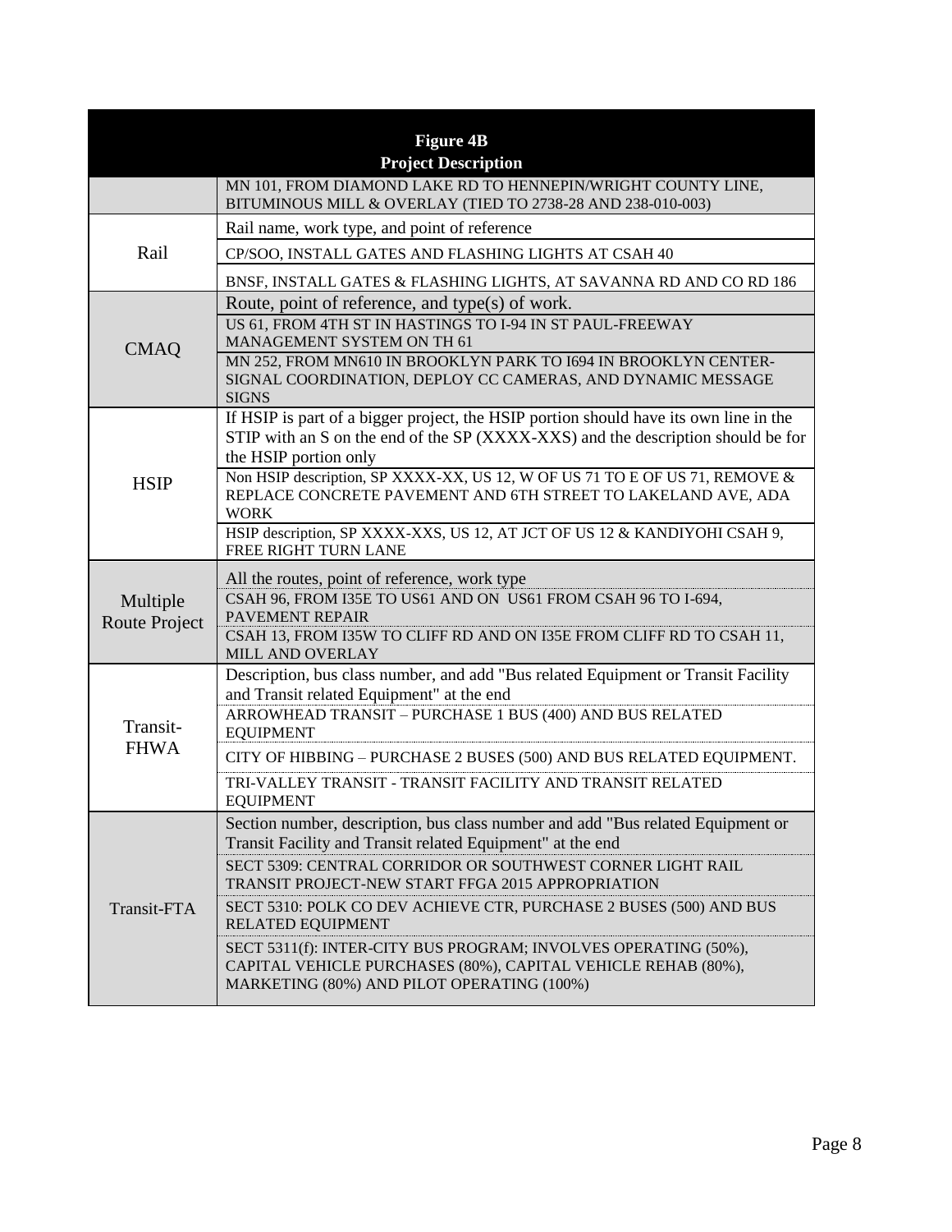| Figure 4B Project Description | |
|---|---|
| | MN 101, FROM DIAMOND LAKE RD TO HENNEPIN/WRIGHT COUNTY LINE, BITUMINOUS MILL & OVERLAY (TIED TO 2738-28 AND 238-010-003) |
| Rail | Rail name, work type, and point of reference |
| | CP/SOO, INSTALL GATES AND FLASHING LIGHTS AT CSAH 40 |
| | BNSF, INSTALL GATES & FLASHING LIGHTS, AT SAVANNA RD AND CO RD 186 |
| CMAQ | Route, point of reference, and type(s) of work. |
| | US 61, FROM 4TH ST IN HASTINGS TO I-94 IN ST PAUL-FREEWAY MANAGEMENT SYSTEM ON TH 61 |
| | MN 252, FROM MN610 IN BROOKLYN PARK TO I694 IN BROOKLYN CENTER-SIGNAL COORDINATION, DEPLOY CC CAMERAS, AND DYNAMIC MESSAGE SIGNS |
| HSIP | If HSIP is part of a bigger project, the HSIP portion should have its own line in the STIP with an S on the end of the SP (XXXX-XXS) and the description should be for the HSIP portion only |
| | Non HSIP description, SP XXXX-XX, US 12, W OF US 71 TO E OF US 71, REMOVE & REPLACE CONCRETE PAVEMENT AND 6TH STREET TO LAKELAND AVE, ADA WORK |
| | HSIP description, SP XXXX-XXS, US 12, AT JCT OF US 12 & KANDIYOHI CSAH 9, FREE RIGHT TURN LANE |
| Multiple Route Project | All the routes, point of reference, work type |
| | CSAH 96, FROM I35E TO US61 AND ON US61 FROM CSAH 96 TO I-694, PAVEMENT REPAIR |
| | CSAH 13, FROM I35W TO CLIFF RD AND ON I35E FROM CLIFF RD TO CSAH 11, MILL AND OVERLAY |
| Transit-FHWA | Description, bus class number, and add "Bus related Equipment or Transit Facility and Transit related Equipment" at the end |
| | ARROWHEAD TRANSIT – PURCHASE 1 BUS (400) AND BUS RELATED EQUIPMENT |
| | CITY OF HIBBING – PURCHASE 2 BUSES (500) AND BUS RELATED EQUIPMENT. |
| | TRI-VALLEY TRANSIT - TRANSIT FACILITY AND TRANSIT RELATED EQUIPMENT |
| Transit-FTA | Section number, description, bus class number and add "Bus related Equipment or Transit Facility and Transit related Equipment" at the end |
| | SECT 5309: CENTRAL CORRIDOR OR SOUTHWEST CORNER LIGHT RAIL TRANSIT PROJECT-NEW START FFGA 2015 APPROPRIATION |
| | SECT 5310: POLK CO DEV ACHIEVE CTR, PURCHASE 2 BUSES (500) AND BUS RELATED EQUIPMENT |
| | SECT 5311(f): INTER-CITY BUS PROGRAM; INVOLVES OPERATING (50%), CAPITAL VEHICLE PURCHASES (80%), CAPITAL VEHICLE REHAB (80%), MARKETING (80%) AND PILOT OPERATING (100%) |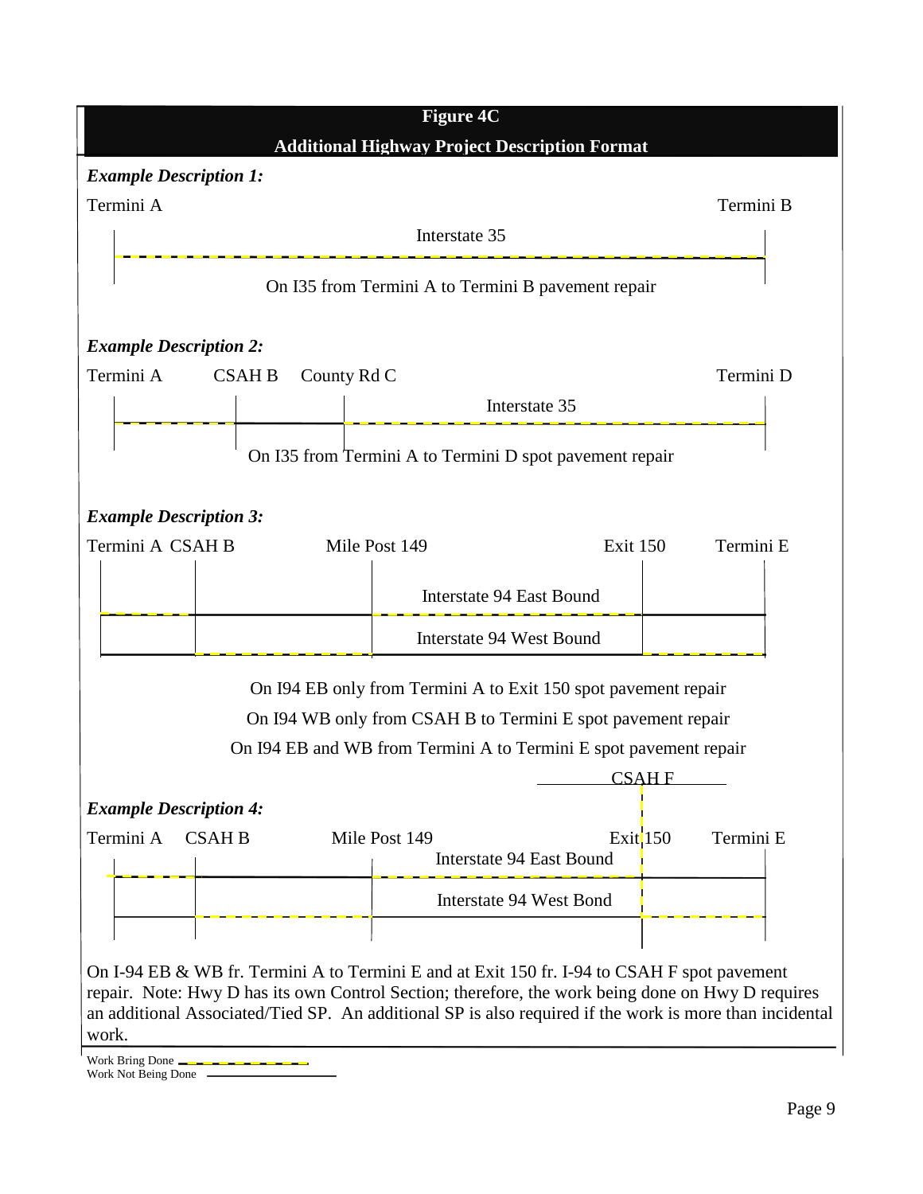**Figure 4C**

**Additional Highway Project Description Format**

***Example Description 1:***

Termini A — Termini B

Interstate 35

On I35 from Termini A to Termini B pavement repair

***Example Description 2:***

Termini A — CSAH B — County Rd C — Termini D

Interstate 35

On I35 from Termini A to Termini D spot pavement repair

***Example Description 3:***

Termini A — CSAH B — Mile Post 149 — Exit 150 — Termini E

Interstate 94 East Bound

Interstate 94 West Bound

On I94 EB only from Termini A to Exit 150 spot pavement repair

On I94 WB only from CSAH B to Termini E spot pavement repair

On I94 EB and WB from Termini A to Termini E spot pavement repair

***Example Description 4:***

CSAH F

Termini A — CSAH B — Mile Post 149 — Exit 150 — Termini E

Interstate 94 East Bound

Interstate 94 West Bond

On I-94 EB & WB fr. Termini A to Termini E and at Exit 150 fr. I-94 to CSAH F spot pavement repair. Note: Hwy D has its own Control Section; therefore, the work being done on Hwy D requires an additional Associated/Tied SP. An additional SP is also required if the work is more than incidental work.

Work Bring Done (dashed line)

Work Not Being Done (solid line)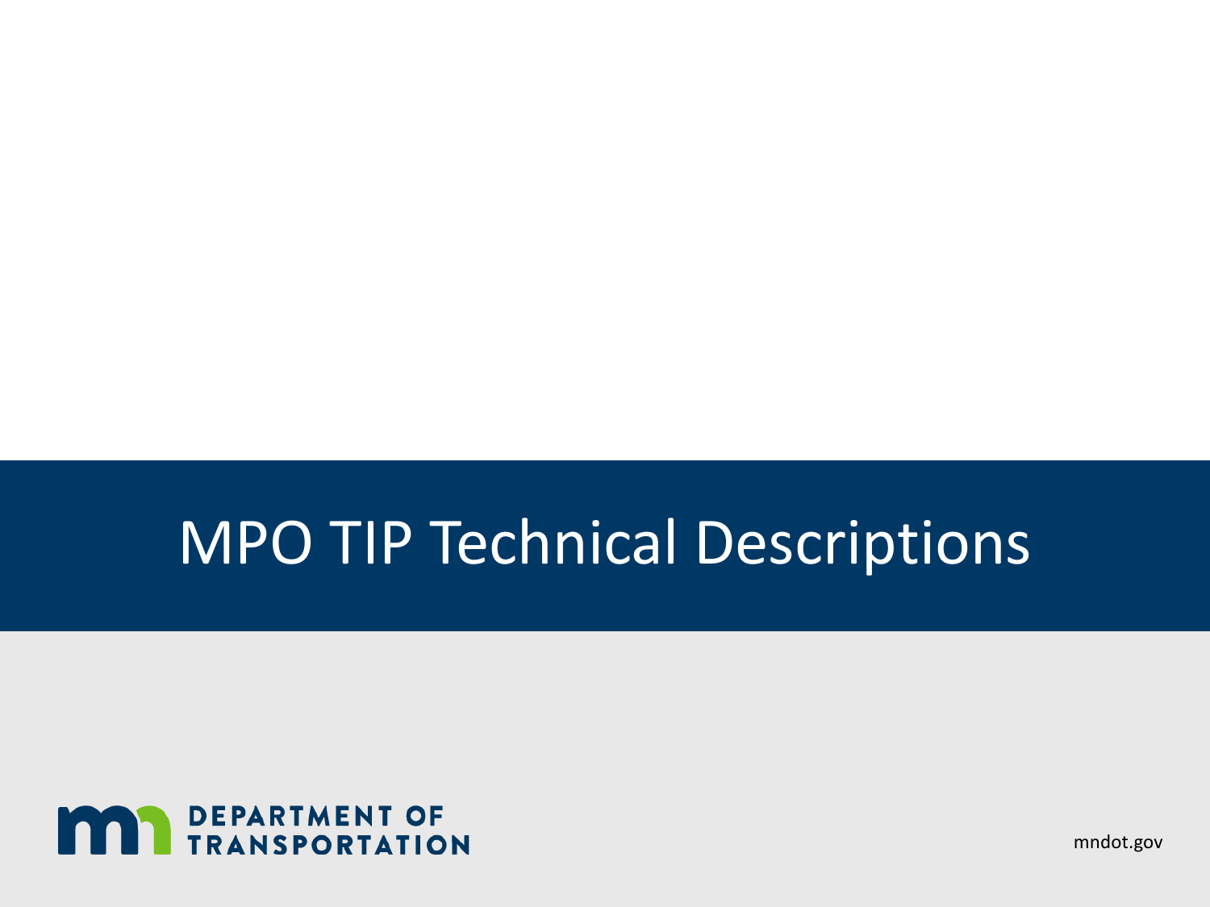# MPO TIP Technical Descriptions

DEPARTMENT OF TRANSPORTATION

mndot.gov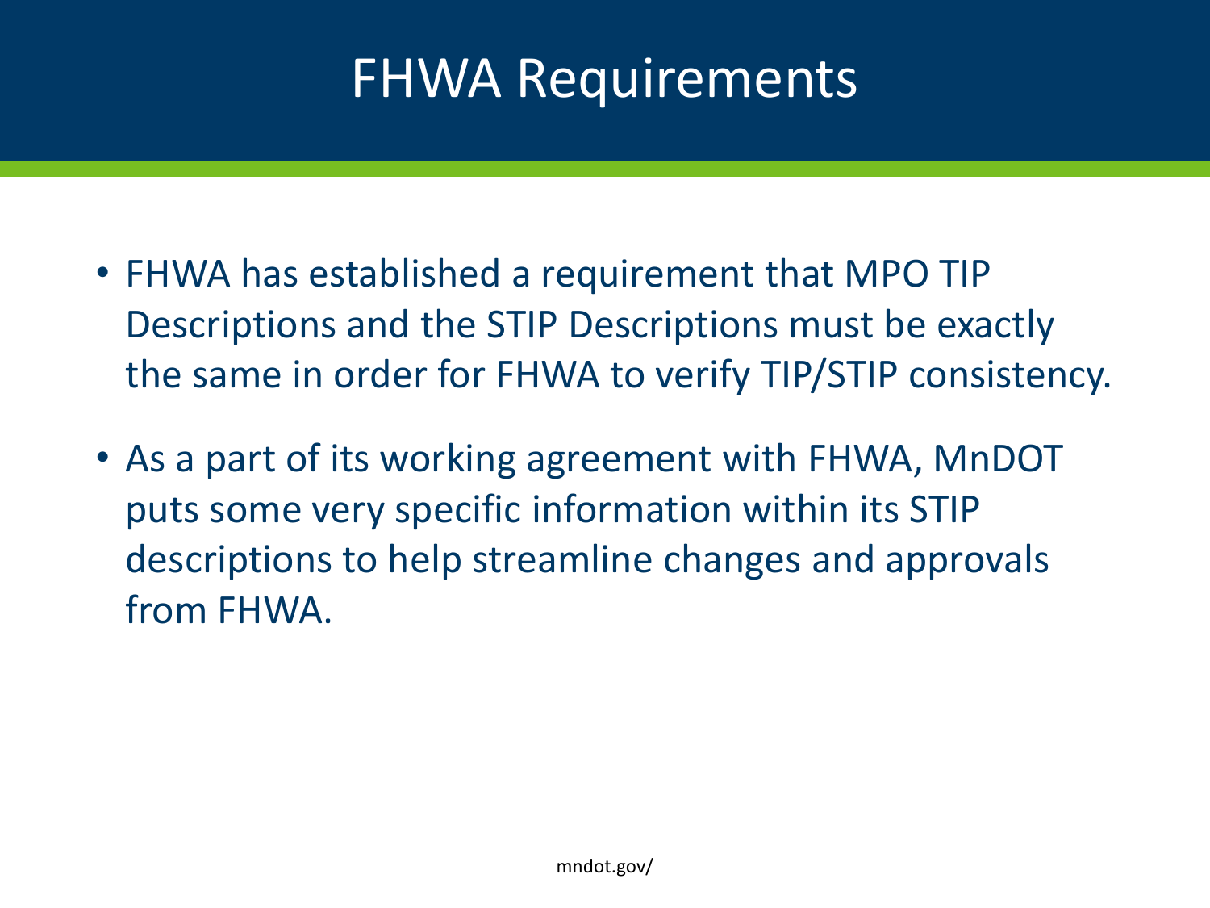# FHWA Requirements

- FHWA has established a requirement that MPO TIP Descriptions and the STIP Descriptions must be exactly the same in order for FHWA to verify TIP/STIP consistency.
- As a part of its working agreement with FHWA, MnDOT puts some very specific information within its STIP descriptions to help streamline changes and approvals from FHWA.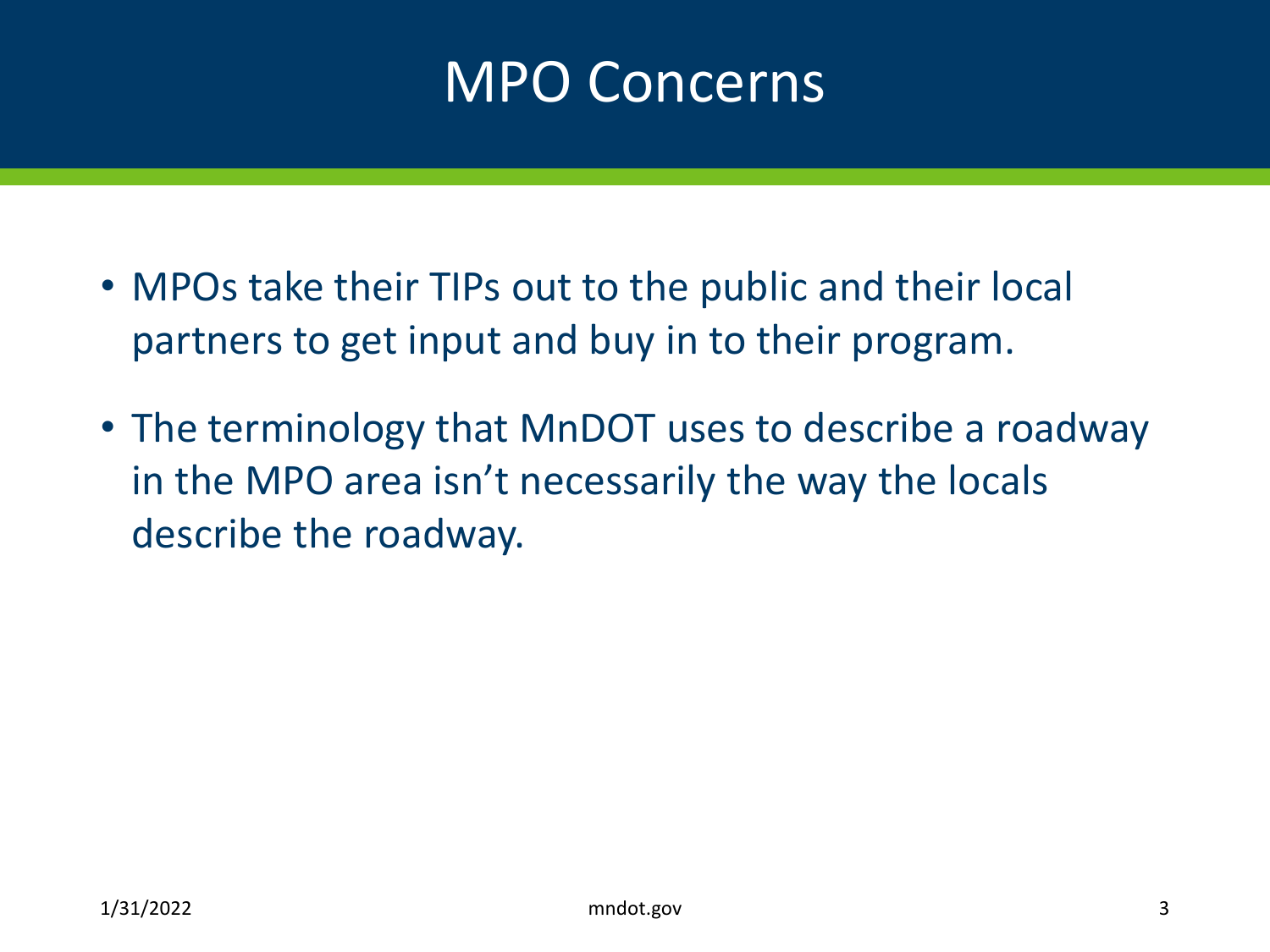# MPO Concerns

- MPOs take their TIPs out to the public and their local partners to get input and buy in to their program.
- The terminology that MnDOT uses to describe a roadway in the MPO area isn't necessarily the way the locals describe the roadway.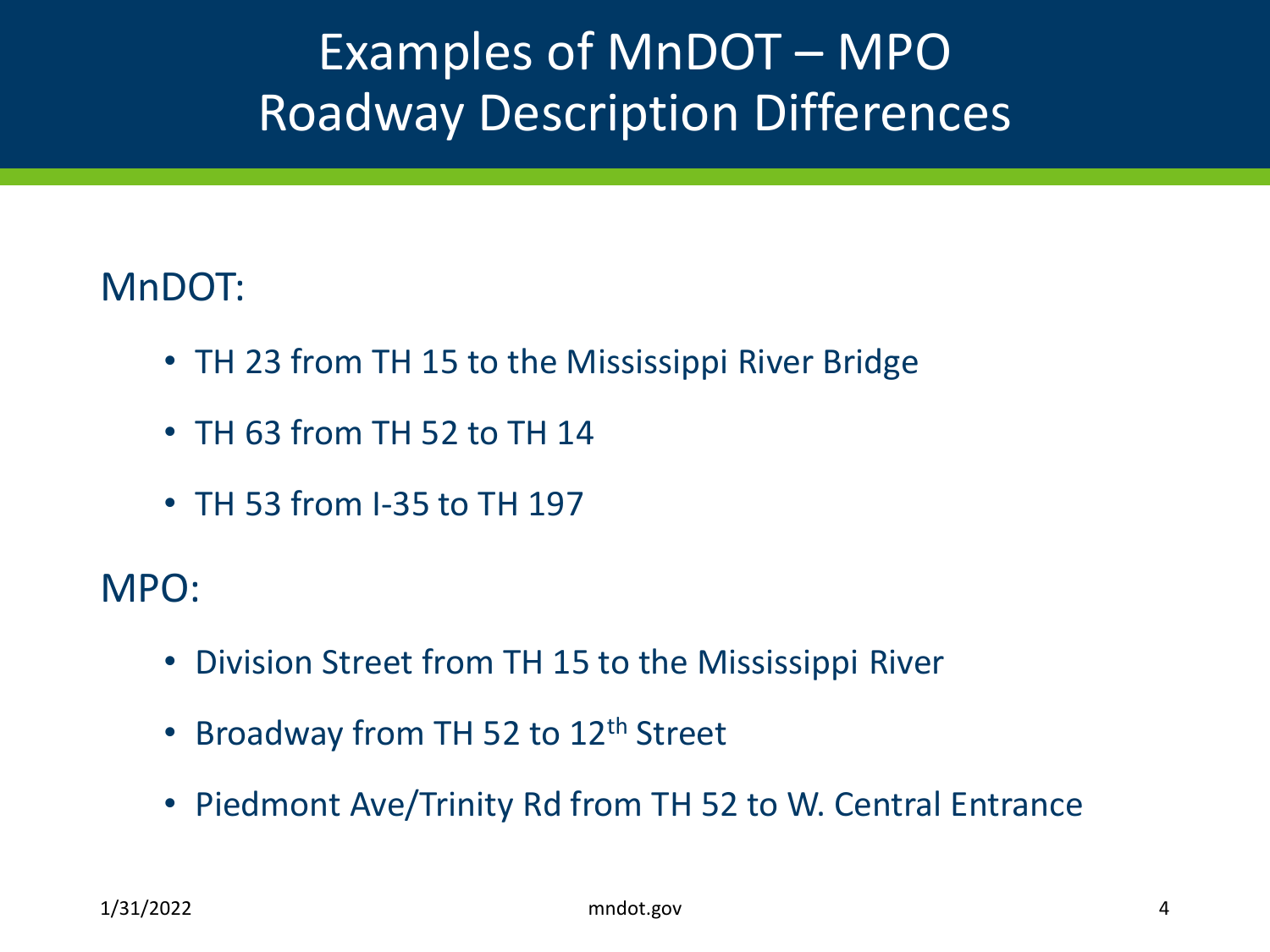# Examples of MnDOT – MPO Roadway Description Differences

MnDOT:

- TH 23 from TH 15 to the Mississippi River Bridge
- TH 63 from TH 52 to TH 14
- TH 53 from I-35 to TH 197

MPO:

- Division Street from TH 15 to the Mississippi River
- Broadway from TH 52 to 12th Street
- Piedmont Ave/Trinity Rd from TH 52 to W. Central Entrance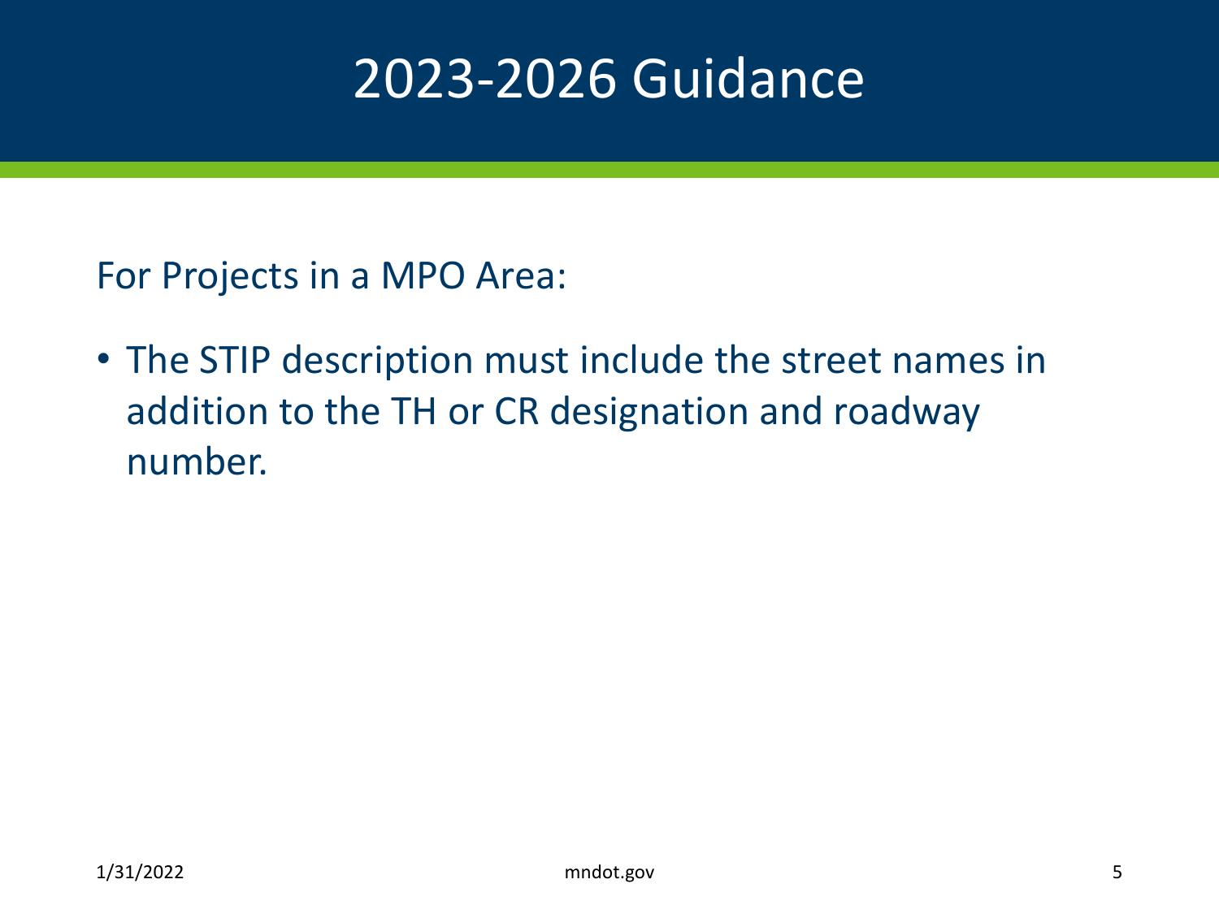# 2023-2026 Guidance

For Projects in a MPO Area:

- The STIP description must include the street names in addition to the TH or CR designation and roadway number.